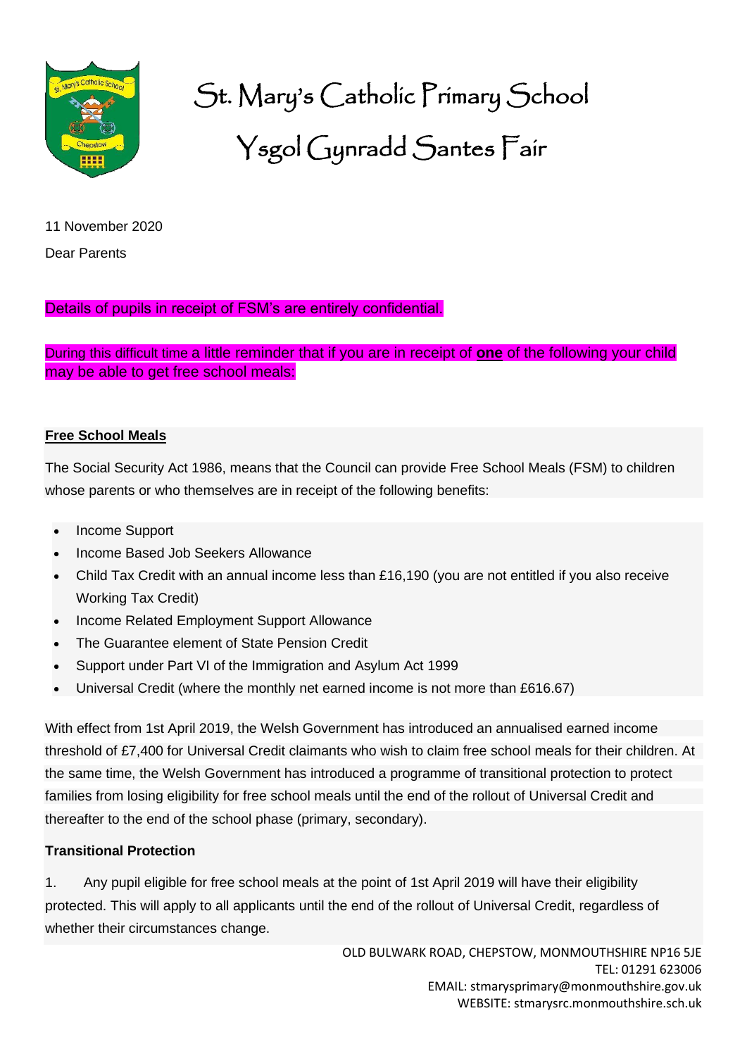# St. Mary's Catholic Primary School

# Ysgol Gynradd Santes Fair

11 November 2020

Dear Parents

Details of pupils in receipt of FSM's are entirely confidential.

During this difficult time a little reminder that if you are in receipt of **one** of the following your child may be able to get free school meals:

**Free School Meals**

The Social Security Act 1986, means that the Council can provide Free School Meals (FSM) to children whose parents or who themselves are in receipt of the following benefits:

- Income Support
- Income Based Job Seekers Allowance
- Child Tax Credit with an annual income less than £16,190 (you are not entitled if you also receive Working Tax Credit)
- Income Related Employment Support Allowance
- The Guarantee element of State Pension Credit
- Support under Part VI of the Immigration and Asylum Act 1999
- Universal Credit (where the monthly net earned income is not more than £616.67)

With effect from 1st April 2019, the Welsh Government has introduced an annualised earned income threshold of £7,400 for Universal Credit claimants who wish to claim free school meals for their children. At the same time, the Welsh Government has introduced a programme of transitional protection to protect families from losing eligibility for free school meals until the end of the rollout of Universal Credit and thereafter to the end of the school phase (primary, secondary).

**Transitional Protection**

1. Any pupil eligible for free school meals at the point of 1st April 2019 will have their eligibility protected. This will apply to all applicants until the end of the rollout of Universal Credit, regardless of whether their circumstances change.

OLD BULWARK ROAD, CHEPSTOW, MONMOUTHSHIRE NP16 5JE
TEL: 01291 623006
EMAIL: stmarysprimary@monmouthshire.gov.uk
WEBSITE: stmarysrc.monmouthshire.sch.uk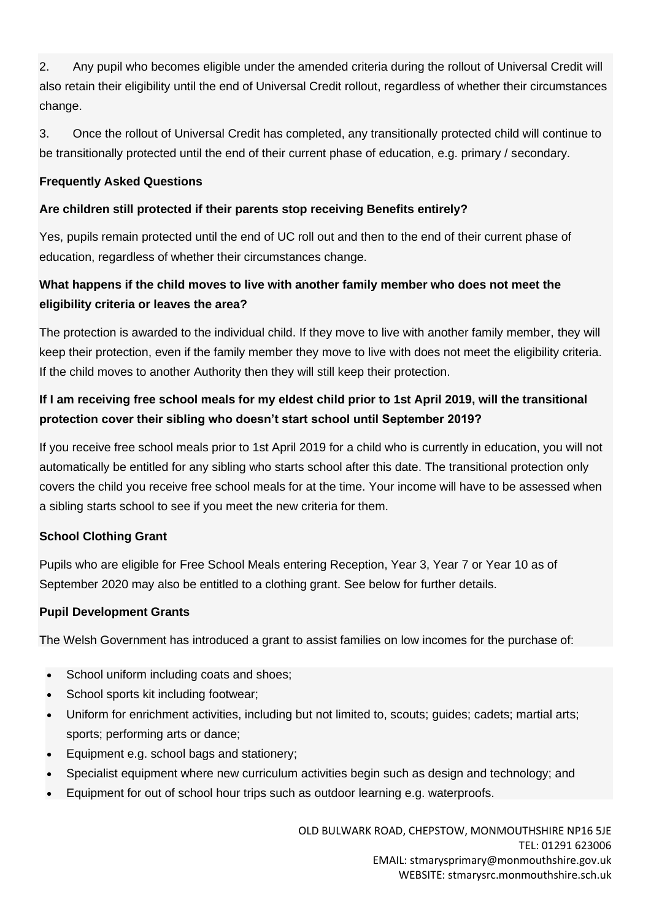2. Any pupil who becomes eligible under the amended criteria during the rollout of Universal Credit will also retain their eligibility until the end of Universal Credit rollout, regardless of whether their circumstances change.

3. Once the rollout of Universal Credit has completed, any transitionally protected child will continue to be transitionally protected until the end of their current phase of education, e.g. primary / secondary.

**Frequently Asked Questions**

**Are children still protected if their parents stop receiving Benefits entirely?**

Yes, pupils remain protected until the end of UC roll out and then to the end of their current phase of education, regardless of whether their circumstances change.

**What happens if the child moves to live with another family member who does not meet the eligibility criteria or leaves the area?**

The protection is awarded to the individual child. If they move to live with another family member, they will keep their protection, even if the family member they move to live with does not meet the eligibility criteria. If the child moves to another Authority then they will still keep their protection.

**If I am receiving free school meals for my eldest child prior to 1st April 2019, will the transitional protection cover their sibling who doesn't start school until September 2019?**

If you receive free school meals prior to 1st April 2019 for a child who is currently in education, you will not automatically be entitled for any sibling who starts school after this date. The transitional protection only covers the child you receive free school meals for at the time. Your income will have to be assessed when a sibling starts school to see if you meet the new criteria for them.

**School Clothing Grant**

Pupils who are eligible for Free School Meals entering Reception, Year 3, Year 7 or Year 10 as of September 2020 may also be entitled to a clothing grant. See below for further details.

**Pupil Development Grants**

The Welsh Government has introduced a grant to assist families on low incomes for the purchase of:

- School uniform including coats and shoes;
- School sports kit including footwear;
- Uniform for enrichment activities, including but not limited to, scouts; guides; cadets; martial arts; sports; performing arts or dance;
- Equipment e.g. school bags and stationery;
- Specialist equipment where new curriculum activities begin such as design and technology; and
- Equipment for out of school hour trips such as outdoor learning e.g. waterproofs.

OLD BULWARK ROAD, CHEPSTOW, MONMOUTHSHIRE NP16 5JE
TEL: 01291 623006
EMAIL: stmarysprimary@monmouthshire.gov.uk
WEBSITE: stmarysrc.monmouthshire.sch.uk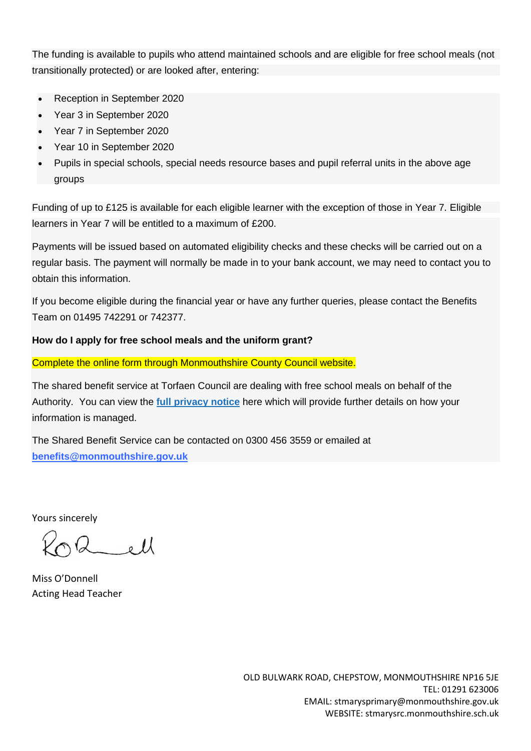The funding is available to pupils who attend maintained schools and are eligible for free school meals (not transitionally protected) or are looked after, entering:

- Reception in September 2020
- Year 3 in September 2020
- Year 7 in September 2020
- Year 10 in September 2020
- Pupils in special schools, special needs resource bases and pupil referral units in the above age groups

Funding of up to £125 is available for each eligible learner with the exception of those in Year 7. Eligible learners in Year 7 will be entitled to a maximum of £200.

Payments will be issued based on automated eligibility checks and these checks will be carried out on a regular basis. The payment will normally be made in to your bank account, we may need to contact you to obtain this information.

If you become eligible during the financial year or have any further queries, please contact the Benefits Team on 01495 742291 or 742377.

**How do I apply for free school meals and the uniform grant?**

Complete the online form through Monmouthshire County Council website.

The shared benefit service at Torfaen Council are dealing with free school meals on behalf of the Authority. You can view the **full privacy notice** here which will provide further details on how your information is managed.

The Shared Benefit Service can be contacted on 0300 456 3559 or emailed at **benefits@monmouthshire.gov.uk**

Yours sincerely

Miss O'Donnell
Acting Head Teacher

OLD BULWARK ROAD, CHEPSTOW, MONMOUTHSHIRE NP16 5JE
TEL: 01291 623006
EMAIL: stmarysprimary@monmouthshire.gov.uk
WEBSITE: stmarysrc.monmouthshire.sch.uk